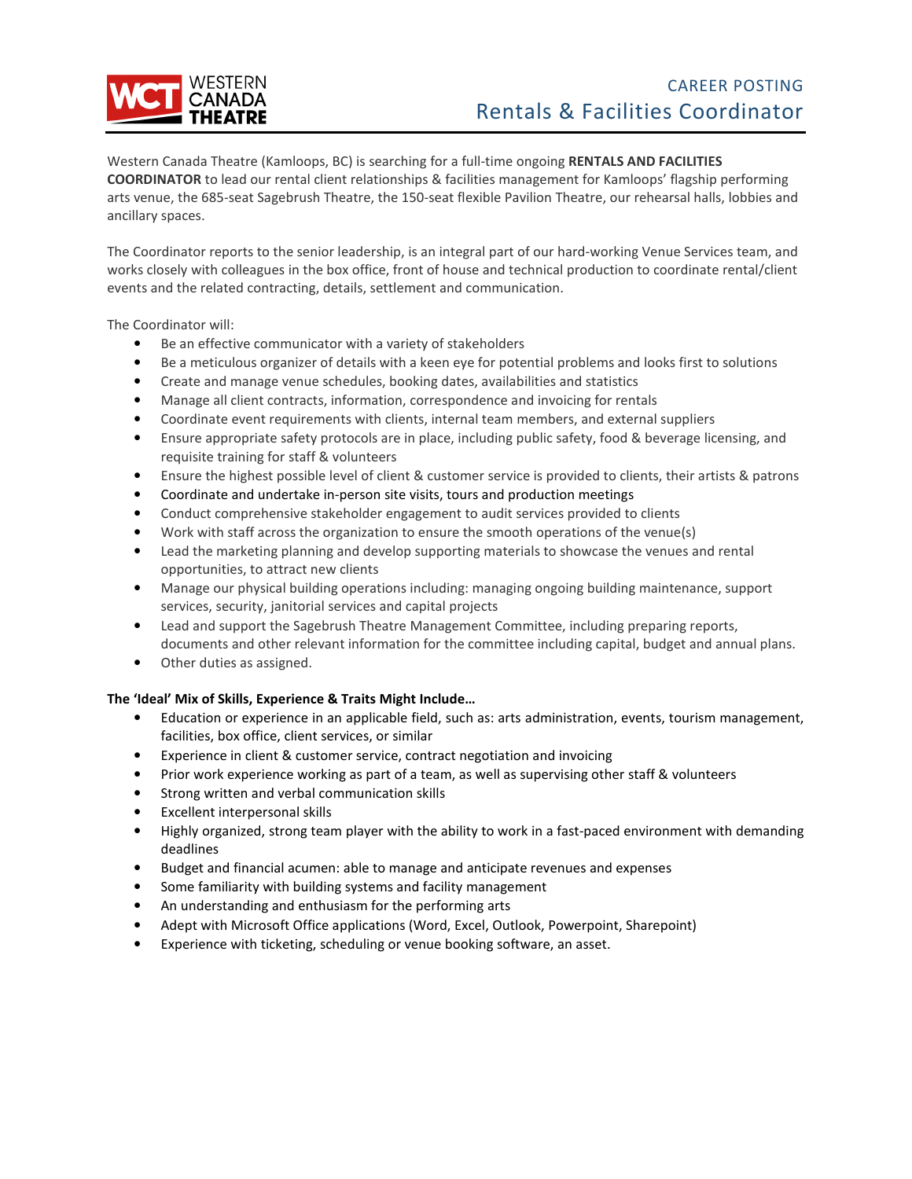# CAREER POSTING
## Rentals & Facilities Coordinator

Western Canada Theatre (Kamloops, BC) is searching for a full-time ongoing **RENTALS AND FACILITIES COORDINATOR** to lead our rental client relationships & facilities management for Kamloops' flagship performing arts venue, the 685-seat Sagebrush Theatre, the 150-seat flexible Pavilion Theatre, our rehearsal halls, lobbies and ancillary spaces.

The Coordinator reports to the senior leadership, is an integral part of our hard-working Venue Services team, and works closely with colleagues in the box office, front of house and technical production to coordinate rental/client events and the related contracting, details, settlement and communication.

The Coordinator will:

- Be an effective communicator with a variety of stakeholders
- Be a meticulous organizer of details with a keen eye for potential problems and looks first to solutions
- Create and manage venue schedules, booking dates, availabilities and statistics
- Manage all client contracts, information, correspondence and invoicing for rentals
- Coordinate event requirements with clients, internal team members, and external suppliers
- Ensure appropriate safety protocols are in place, including public safety, food & beverage licensing, and requisite training for staff & volunteers
- Ensure the highest possible level of client & customer service is provided to clients, their artists & patrons
- Coordinate and undertake in-person site visits, tours and production meetings
- Conduct comprehensive stakeholder engagement to audit services provided to clients
- Work with staff across the organization to ensure the smooth operations of the venue(s)
- Lead the marketing planning and develop supporting materials to showcase the venues and rental opportunities, to attract new clients
- Manage our physical building operations including: managing ongoing building maintenance, support services, security, janitorial services and capital projects
- Lead and support the Sagebrush Theatre Management Committee, including preparing reports, documents and other relevant information for the committee including capital, budget and annual plans.
- Other duties as assigned.

**The 'Ideal' Mix of Skills, Experience & Traits Might Include…**

- Education or experience in an applicable field, such as: arts administration, events, tourism management, facilities, box office, client services, or similar
- Experience in client & customer service, contract negotiation and invoicing
- Prior work experience working as part of a team, as well as supervising other staff & volunteers
- Strong written and verbal communication skills
- Excellent interpersonal skills
- Highly organized, strong team player with the ability to work in a fast-paced environment with demanding deadlines
- Budget and financial acumen: able to manage and anticipate revenues and expenses
- Some familiarity with building systems and facility management
- An understanding and enthusiasm for the performing arts
- Adept with Microsoft Office applications (Word, Excel, Outlook, Powerpoint, Sharepoint)
- Experience with ticketing, scheduling or venue booking software, an asset.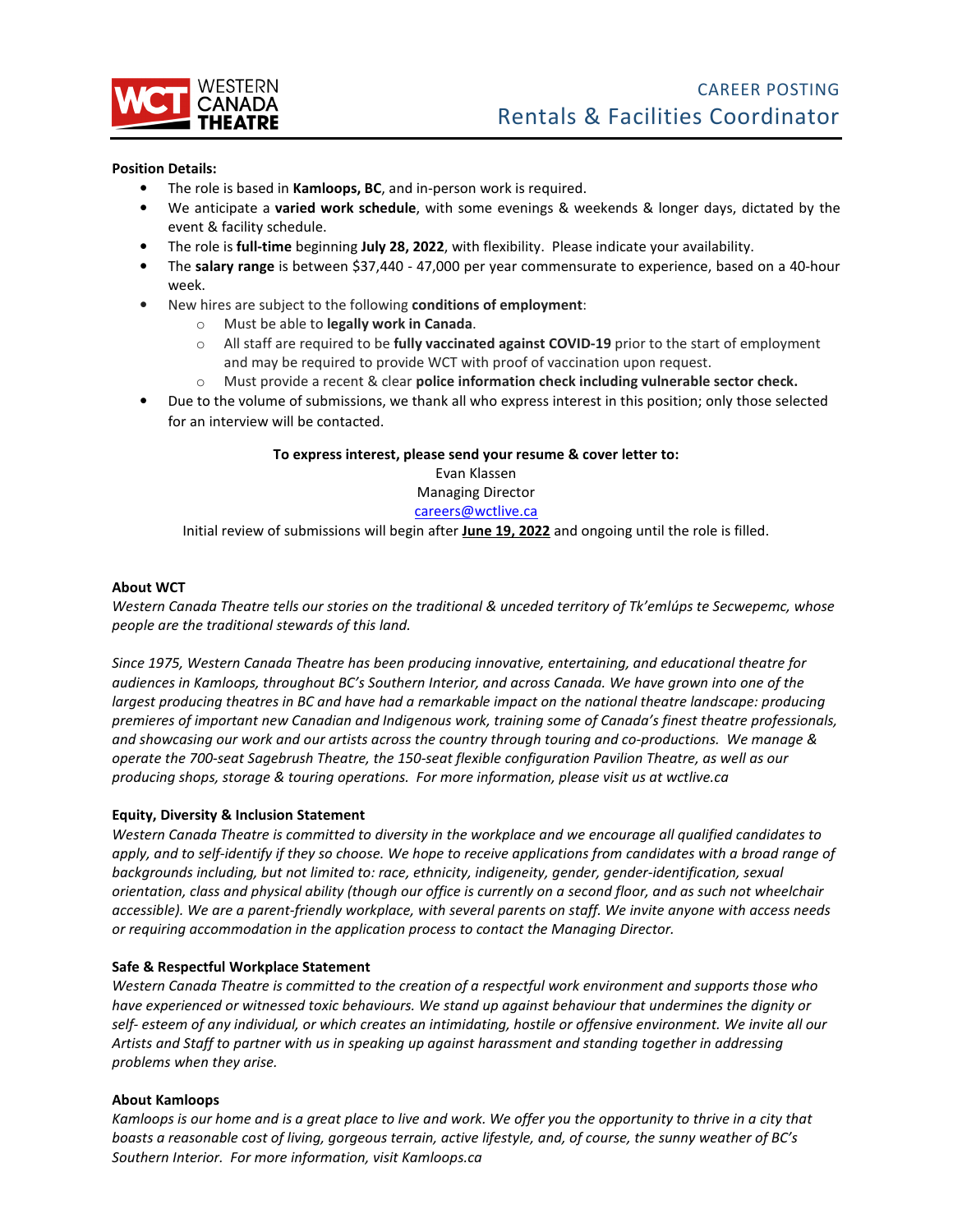CAREER POSTING
# Rentals & Facilities Coordinator

**Position Details:**

- The role is based in **Kamloops, BC**, and in-person work is required.
- We anticipate a **varied work schedule**, with some evenings & weekends & longer days, dictated by the event & facility schedule.
- The role is **full-time** beginning **July 28, 2022**, with flexibility. Please indicate your availability.
- The **salary range** is between $37,440 - 47,000 per year commensurate to experience, based on a 40-hour week.
- New hires are subject to the following **conditions of employment**:
  - Must be able to **legally work in Canada**.
  - All staff are required to be **fully vaccinated against COVID-19** prior to the start of employment and may be required to provide WCT with proof of vaccination upon request.
  - Must provide a recent & clear **police information check including vulnerable sector check.**
- Due to the volume of submissions, we thank all who express interest in this position; only those selected for an interview will be contacted.

**To express interest, please send your resume & cover letter to:**

Evan Klassen
Managing Director
careers@wctlive.ca

Initial review of submissions will begin after **June 19, 2022** and ongoing until the role is filled.

**About WCT**

*Western Canada Theatre tells our stories on the traditional & unceded territory of Tk'emlúps te Secwepemc, whose people are the traditional stewards of this land.*

*Since 1975, Western Canada Theatre has been producing innovative, entertaining, and educational theatre for audiences in Kamloops, throughout BC's Southern Interior, and across Canada. We have grown into one of the largest producing theatres in BC and have had a remarkable impact on the national theatre landscape: producing premieres of important new Canadian and Indigenous work, training some of Canada's finest theatre professionals, and showcasing our work and our artists across the country through touring and co-productions. We manage & operate the 700-seat Sagebrush Theatre, the 150-seat flexible configuration Pavilion Theatre, as well as our producing shops, storage & touring operations. For more information, please visit us at wctlive.ca*

**Equity, Diversity & Inclusion Statement**

*Western Canada Theatre is committed to diversity in the workplace and we encourage all qualified candidates to apply, and to self-identify if they so choose. We hope to receive applications from candidates with a broad range of backgrounds including, but not limited to: race, ethnicity, indigeneity, gender, gender-identification, sexual orientation, class and physical ability (though our office is currently on a second floor, and as such not wheelchair accessible). We are a parent-friendly workplace, with several parents on staff. We invite anyone with access needs or requiring accommodation in the application process to contact the Managing Director.*

**Safe & Respectful Workplace Statement**

*Western Canada Theatre is committed to the creation of a respectful work environment and supports those who have experienced or witnessed toxic behaviours. We stand up against behaviour that undermines the dignity or self- esteem of any individual, or which creates an intimidating, hostile or offensive environment. We invite all our Artists and Staff to partner with us in speaking up against harassment and standing together in addressing problems when they arise.*

**About Kamloops**

*Kamloops is our home and is a great place to live and work. We offer you the opportunity to thrive in a city that boasts a reasonable cost of living, gorgeous terrain, active lifestyle, and, of course, the sunny weather of BC's Southern Interior. For more information, visit Kamloops.ca*